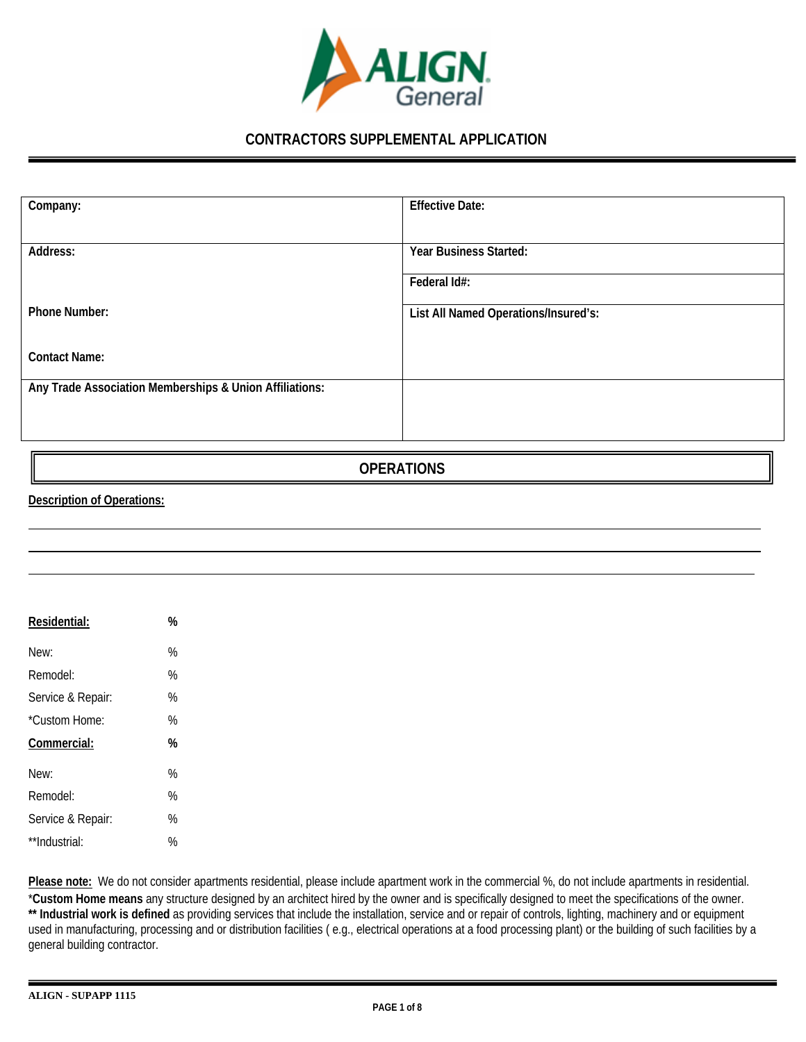ALIGN General

# CONTRACTORS SUPPLEMENTAL APPLICATION

| | |
|---|---|
| **Company:** | **Effective Date:** |
| **Address:** | **Year Business Started:** |
| | **Federal Id#:** |
| **Phone Number:** | **List All Named Operations/Insured's:** |
| **Contact Name:** | |
| **Any Trade Association Memberships & Union Affiliations:** | |

## OPERATIONS

**Description of Operations:**

______________________________________________________________________

______________________________________________________________________

______________________________________________________________________

| | |
|---|---|
| **Residential:** | **%** |
| New: | % |
| Remodel: | % |
| Service & Repair: | % |
| *Custom Home: | % |
| **Commercial:** | **%** |
| New: | % |
| Remodel: | % |
| Service & Repair: | % |
| **Industrial: | % |

**Please note:** We do not consider apartments residential, please include apartment work in the commercial %, do not include apartments in residential.
***Custom Home means** any structure designed by an architect hired by the owner and is specifically designed to meet the specifications of the owner.
**** Industrial work is defined** as providing services that include the installation, service and or repair of controls, lighting, machinery and or equipment used in manufacturing, processing and or distribution facilities ( e.g., electrical operations at a food processing plant) or the building of such facilities by a general building contractor.

ALIGN - SUPAPP 1115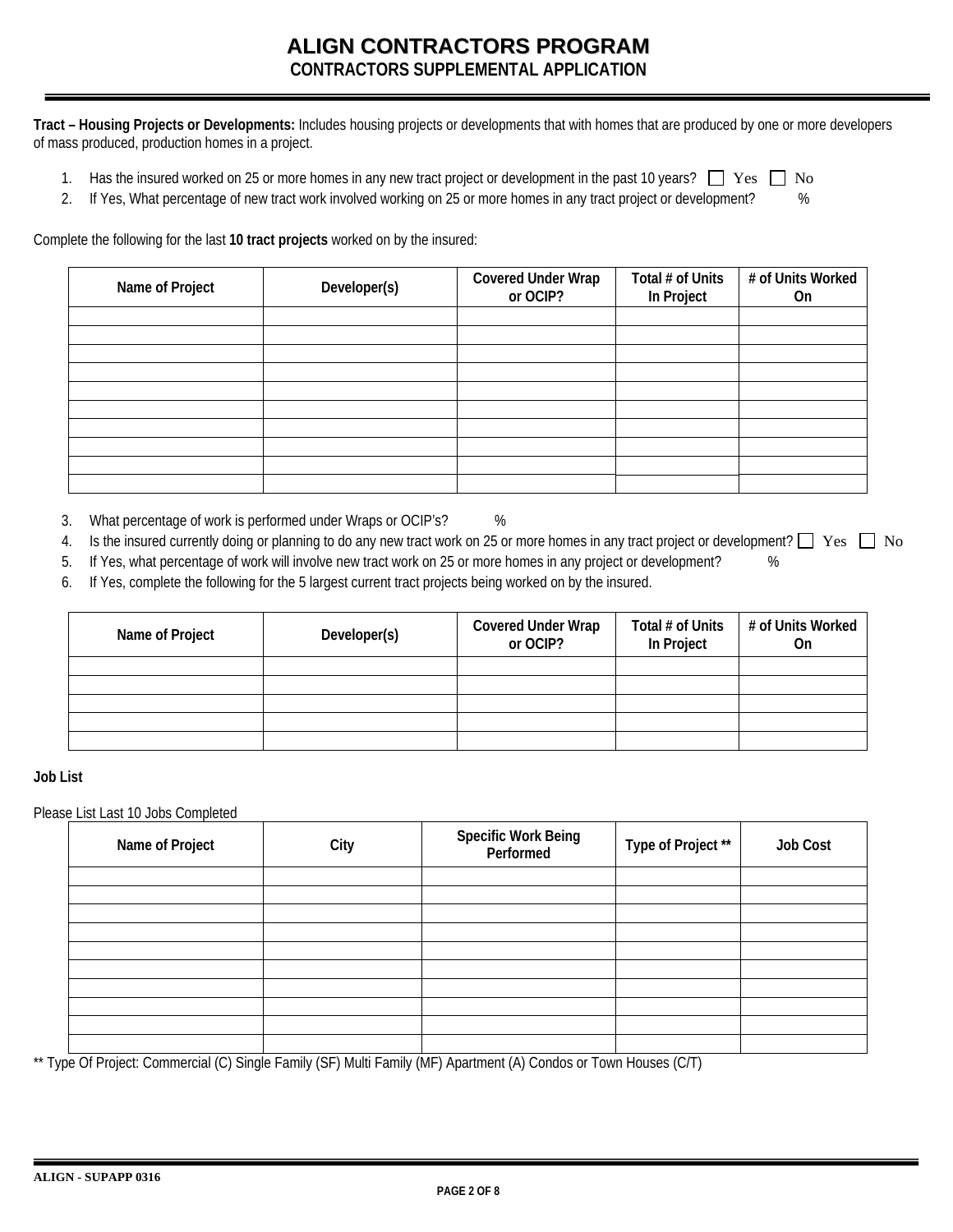# ALIGN CONTRACTORS PROGRAM
## CONTRACTORS SUPPLEMENTAL APPLICATION

**Tract – Housing Projects or Developments:** Includes housing projects or developments that with homes that are produced by one or more developers of mass produced, production homes in a project.

1. Has the insured worked on 25 or more homes in any new tract project or development in the past 10 years? ☐ Yes ☐ No
2. If Yes, What percentage of new tract work involved working on 25 or more homes in any tract project or development? %

Complete the following for the last **10 tract projects** worked on by the insured:

| Name of Project | Developer(s) | Covered Under Wrap or OCIP? | Total # of Units In Project | # of Units Worked On |
|---|---|---|---|---|
| | | | | |
| | | | | |
| | | | | |
| | | | | |
| | | | | |
| | | | | |
| | | | | |
| | | | | |
| | | | | |
| | | | | |

3. What percentage of work is performed under Wraps or OCIP's? %
4. Is the insured currently doing or planning to do any new tract work on 25 or more homes in any tract project or development? ☐ Yes ☐ No
5. If Yes, what percentage of work will involve new tract work on 25 or more homes in any project or development? %
6. If Yes, complete the following for the 5 largest current tract projects being worked on by the insured.

| Name of Project | Developer(s) | Covered Under Wrap or OCIP? | Total # of Units In Project | # of Units Worked On |
|---|---|---|---|---|
| | | | | |
| | | | | |
| | | | | |
| | | | | |
| | | | | |

**Job List**

Please List Last 10 Jobs Completed

| Name of Project | City | Specific Work Being Performed | Type of Project ** | Job Cost |
|---|---|---|---|---|
| | | | | |
| | | | | |
| | | | | |
| | | | | |
| | | | | |
| | | | | |
| | | | | |
| | | | | |
| | | | | |
| | | | | |

** Type Of Project: Commercial (C) Single Family (SF) Multi Family (MF) Apartment (A) Condos or Town Houses (C/T)

ALIGN - SUPAPP 0316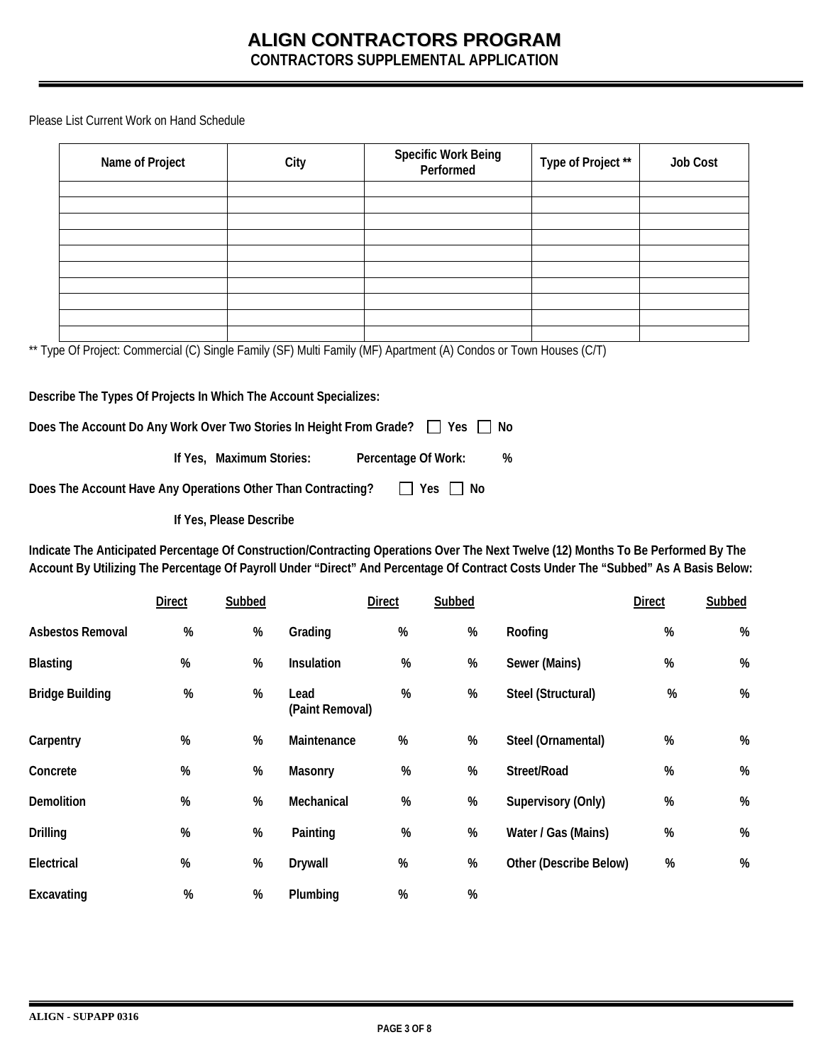# ALIGN CONTRACTORS PROGRAM

## CONTRACTORS SUPPLEMENTAL APPLICATION

Please List Current Work on Hand Schedule

| Name of Project | City | Specific Work Being Performed | Type of Project ** | Job Cost |
|---|---|---|---|---|
| | | | | |
| | | | | |
| | | | | |
| | | | | |
| | | | | |
| | | | | |
| | | | | |
| | | | | |
| | | | | |
| | | | | |

** Type Of Project: Commercial (C) Single Family (SF) Multi Family (MF) Apartment (A) Condos or Town Houses (C/T)

**Describe The Types Of Projects In Which The Account Specializes:**

**Does The Account Do Any Work Over Two Stories In Height From Grade?** ☐ Yes ☐ No

**If Yes, Maximum Stories:** **Percentage Of Work:** **%**

**Does The Account Have Any Operations Other Than Contracting?** ☐ Yes ☐ No

**If Yes, Please Describe**

**Indicate The Anticipated Percentage Of Construction/Contracting Operations Over The Next Twelve (12) Months To Be Performed By The Account By Utilizing The Percentage Of Payroll Under "Direct" And Percentage Of Contract Costs Under The "Subbed" As A Basis Below:**

| | Direct | Subbed | | Direct | Subbed | | Direct | Subbed |
|---|---|---|---|---|---|---|---|---|
| **Asbestos Removal** | % | % | **Grading** | % | % | **Roofing** | % | % |
| **Blasting** | % | % | **Insulation** | % | % | **Sewer (Mains)** | % | % |
| **Bridge Building** | % | % | **Lead (Paint Removal)** | % | % | **Steel (Structural)** | % | % |
| **Carpentry** | % | % | **Maintenance** | % | % | **Steel (Ornamental)** | % | % |
| **Concrete** | % | % | **Masonry** | % | % | **Street/Road** | % | % |
| **Demolition** | % | % | **Mechanical** | % | % | **Supervisory (Only)** | % | % |
| **Drilling** | % | % | **Painting** | % | % | **Water / Gas (Mains)** | % | % |
| **Electrical** | % | % | **Drywall** | % | % | **Other (Describe Below)** | % | % |
| **Excavating** | % | % | **Plumbing** | % | % | | | |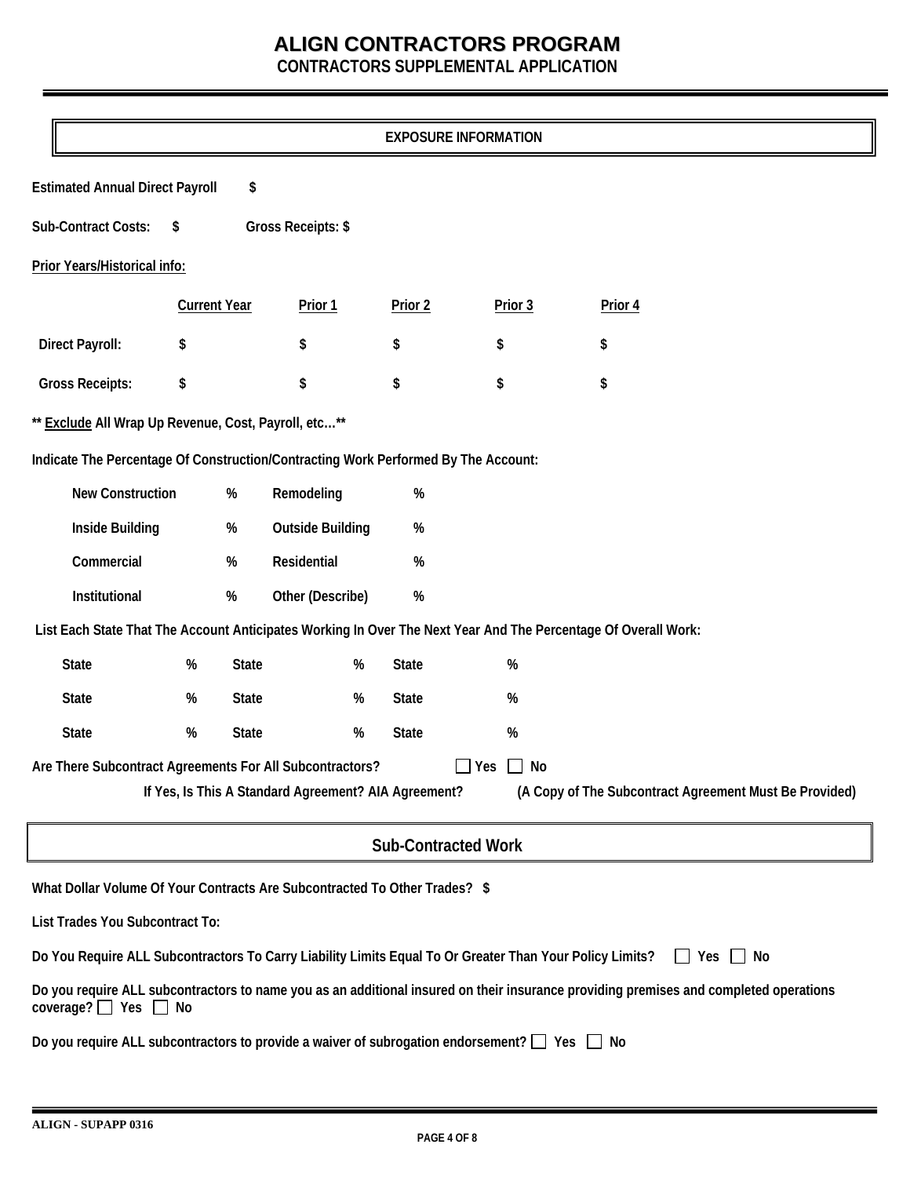# ALIGN CONTRACTORS PROGRAM
## CONTRACTORS SUPPLEMENTAL APPLICATION

### EXPOSURE INFORMATION

**Estimated Annual Direct Payroll** $

**Sub-Contract Costs:** $ **Gross Receipts:** $

**Prior Years/Historical info:**

| | Current Year | Prior 1 | Prior 2 | Prior 3 | Prior 4 |
|---|---|---|---|---|---|
| **Direct Payroll:** | $ | $ | $ | $ | $ |
| **Gross Receipts:** | $ | $ | $ | $ | $ |

**** Exclude All Wrap Up Revenue, Cost, Payroll, etc…****

**Indicate The Percentage Of Construction/Contracting Work Performed By The Account:**

| | | | |
|---|---|---|---|
| New Construction | % | Remodeling | % |
| Inside Building | % | Outside Building | % |
| Commercial | % | Residential | % |
| Institutional | % | Other (Describe) | % |

**List Each State That The Account Anticipates Working In Over The Next Year And The Percentage Of Overall Work:**

| | | | | | |
|---|---|---|---|---|---|
| State | % | State | % | State | % |
| State | % | State | % | State | % |
| State | % | State | % | State | % |

**Are There Subcontract Agreements For All Subcontractors?** ☐ Yes ☐ No

**If Yes, Is This A Standard Agreement? AIA Agreement?** **(A Copy of The Subcontract Agreement Must Be Provided)**

### Sub-Contracted Work

**What Dollar Volume Of Your Contracts Are Subcontracted To Other Trades?** $

**List Trades You Subcontract To:**

**Do You Require ALL Subcontractors To Carry Liability Limits Equal To Or Greater Than Your Policy Limits?** ☐ Yes ☐ No

**Do you require ALL subcontractors to name you as an additional insured on their insurance providing premises and completed operations coverage?** ☐ Yes ☐ No

**Do you require ALL subcontractors to provide a waiver of subrogation endorsement?** ☐ Yes ☐ No

ALIGN - SUPAPP 0316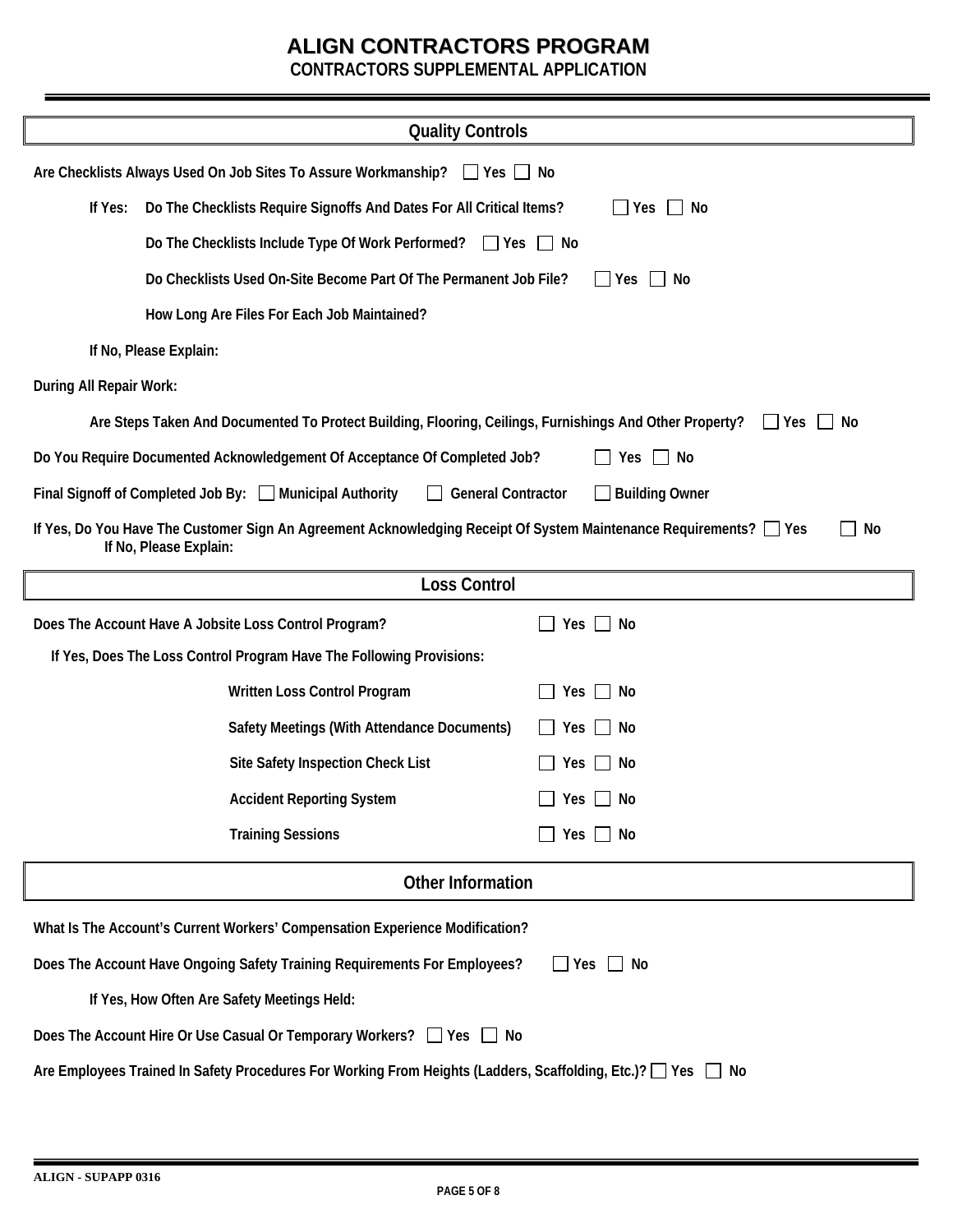# ALIGN CONTRACTORS PROGRAM

**CONTRACTORS SUPPLEMENTAL APPLICATION**

## Quality Controls

**Are Checklists Always Used On Job Sites To Assure Workmanship?** ☐ Yes ☐ No

**If Yes:** **Do The Checklists Require Signoffs And Dates For All Critical Items?** ☐ Yes ☐ No

**Do The Checklists Include Type Of Work Performed?** ☐ Yes ☐ No

**Do Checklists Used On-Site Become Part Of The Permanent Job File?** ☐ Yes ☐ No

**How Long Are Files For Each Job Maintained?**

**If No, Please Explain:**

**During All Repair Work:**

**Are Steps Taken And Documented To Protect Building, Flooring, Ceilings, Furnishings And Other Property?** ☐ Yes ☐ No

**Do You Require Documented Acknowledgement Of Acceptance Of Completed Job?** ☐ Yes ☐ No

**Final Signoff of Completed Job By:** ☐ Municipal Authority ☐ General Contractor ☐ Building Owner

**If Yes, Do You Have The Customer Sign An Agreement Acknowledging Receipt Of System Maintenance Requirements?** ☐ Yes ☐ No

**If No, Please Explain:**

## Loss Control

**Does The Account Have A Jobsite Loss Control Program?** ☐ Yes ☐ No

**If Yes, Does The Loss Control Program Have The Following Provisions:**

| Provision | Response |
|---|---|
| Written Loss Control Program | ☐ Yes ☐ No |
| Safety Meetings (With Attendance Documents) | ☐ Yes ☐ No |
| Site Safety Inspection Check List | ☐ Yes ☐ No |
| Accident Reporting System | ☐ Yes ☐ No |
| Training Sessions | ☐ Yes ☐ No |

## Other Information

**What Is The Account's Current Workers' Compensation Experience Modification?**

**Does The Account Have Ongoing Safety Training Requirements For Employees?** ☐ Yes ☐ No

**If Yes, How Often Are Safety Meetings Held:**

**Does The Account Hire Or Use Casual Or Temporary Workers?** ☐ Yes ☐ No

**Are Employees Trained In Safety Procedures For Working From Heights (Ladders, Scaffolding, Etc.)?** ☐ Yes ☐ No

**ALIGN - SUPAPP 0316**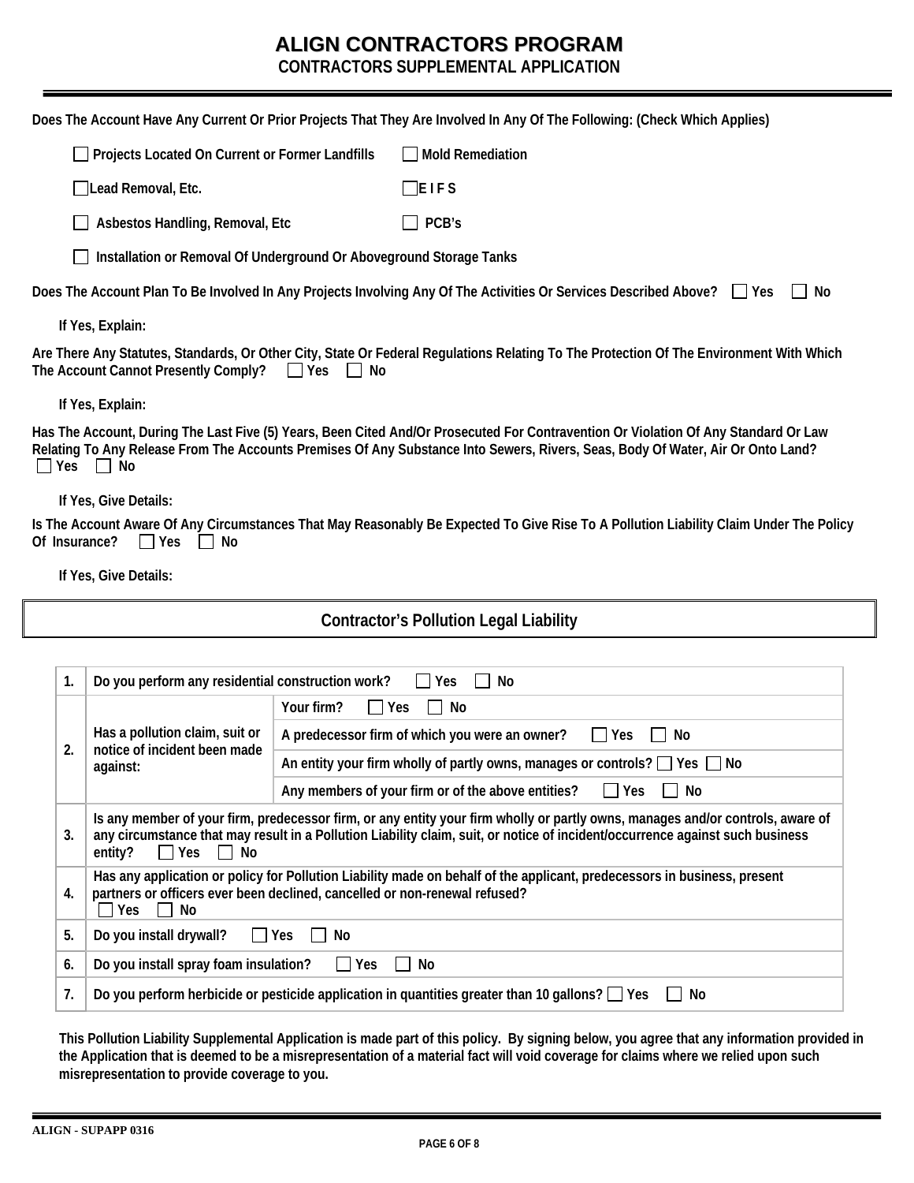# ALIGN CONTRACTORS PROGRAM

## CONTRACTORS SUPPLEMENTAL APPLICATION

**Does The Account Have Any Current Or Prior Projects That They Are Involved In Any Of The Following: (Check Which Applies)**

☐ Projects Located On Current or Former Landfills ☐ Mold Remediation

☐ Lead Removal, Etc. ☐ E I F S

☐ Asbestos Handling, Removal, Etc ☐ PCB's

☐ Installation or Removal Of Underground Or Aboveground Storage Tanks

**Does The Account Plan To Be Involved In Any Projects Involving Any Of The Activities Or Services Described Above?** ☐ Yes ☐ No

**If Yes, Explain:**

**Are There Any Statutes, Standards, Or Other City, State Or Federal Regulations Relating To The Protection Of The Environment With Which The Account Cannot Presently Comply?** ☐ Yes ☐ No

**If Yes, Explain:**

**Has The Account, During The Last Five (5) Years, Been Cited And/Or Prosecuted For Contravention Or Violation Of Any Standard Or Law Relating To Any Release From The Accounts Premises Of Any Substance Into Sewers, Rivers, Seas, Body Of Water, Air Or Onto Land?** ☐ Yes ☐ No

**If Yes, Give Details:**

**Is The Account Aware Of Any Circumstances That May Reasonably Be Expected To Give Rise To A Pollution Liability Claim Under The Policy Of Insurance?** ☐ Yes ☐ No

**If Yes, Give Details:**

## Contractor's Pollution Legal Liability

| | | |
|---|---|---|
| 1. | Do you perform any residential construction work? ☐ Yes ☐ No | |
| 2. | Has a pollution claim, suit or notice of incident been made against: | Your firm? ☐ Yes ☐ No |
| | | A predecessor firm of which you were an owner? ☐ Yes ☐ No |
| | | An entity your firm wholly of partly owns, manages or controls? ☐ Yes ☐ No |
| | | Any members of your firm or of the above entities? ☐ Yes ☐ No |
| 3. | Is any member of your firm, predecessor firm, or any entity your firm wholly or partly owns, manages and/or controls, aware of any circumstance that may result in a Pollution Liability claim, suit, or notice of incident/occurrence against such business entity? ☐ Yes ☐ No | |
| 4. | Has any application or policy for Pollution Liability made on behalf of the applicant, predecessors in business, present partners or officers ever been declined, cancelled or non-renewal refused? ☐ Yes ☐ No | |
| 5. | Do you install drywall? ☐ Yes ☐ No | |
| 6. | Do you install spray foam insulation? ☐ Yes ☐ No | |
| 7. | Do you perform herbicide or pesticide application in quantities greater than 10 gallons? ☐ Yes ☐ No | |

**This Pollution Liability Supplemental Application is made part of this policy. By signing below, you agree that any information provided in the Application that is deemed to be a misrepresentation of a material fact will void coverage for claims where we relied upon such misrepresentation to provide coverage to you.**

ALIGN - SUPAPP 0316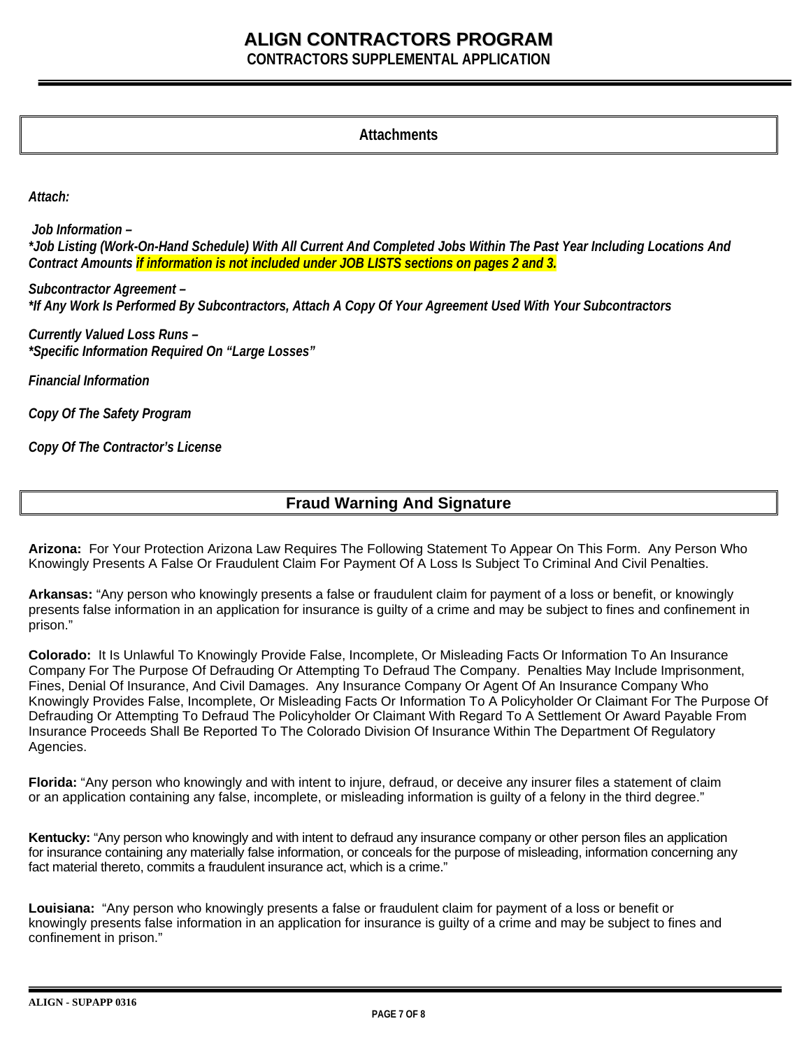# ALIGN CONTRACTORS PROGRAM

## CONTRACTORS SUPPLEMENTAL APPLICATION

### Attachments

*Attach:*

***Job Information –***
***\*Job Listing (Work-On-Hand Schedule) With All Current And Completed Jobs Within The Past Year Including Locations And Contract Amounts*** ***if information is not included under JOB LISTS sections on pages 2 and 3.***

***Subcontractor Agreement –***
***\*If Any Work Is Performed By Subcontractors, Attach A Copy Of Your Agreement Used With Your Subcontractors***

***Currently Valued Loss Runs –***
***\*Specific Information Required On "Large Losses"***

***Financial Information***

***Copy Of The Safety Program***

***Copy Of The Contractor's License***

### Fraud Warning And Signature

**Arizona:** For Your Protection Arizona Law Requires The Following Statement To Appear On This Form. Any Person Who Knowingly Presents A False Or Fraudulent Claim For Payment Of A Loss Is Subject To Criminal And Civil Penalties.

**Arkansas:** "Any person who knowingly presents a false or fraudulent claim for payment of a loss or benefit, or knowingly presents false information in an application for insurance is guilty of a crime and may be subject to fines and confinement in prison."

**Colorado:** It Is Unlawful To Knowingly Provide False, Incomplete, Or Misleading Facts Or Information To An Insurance Company For The Purpose Of Defrauding Or Attempting To Defraud The Company. Penalties May Include Imprisonment, Fines, Denial Of Insurance, And Civil Damages. Any Insurance Company Or Agent Of An Insurance Company Who Knowingly Provides False, Incomplete, Or Misleading Facts Or Information To A Policyholder Or Claimant For The Purpose Of Defrauding Or Attempting To Defraud The Policyholder Or Claimant With Regard To A Settlement Or Award Payable From Insurance Proceeds Shall Be Reported To The Colorado Division Of Insurance Within The Department Of Regulatory Agencies.

**Florida:** "Any person who knowingly and with intent to injure, defraud, or deceive any insurer files a statement of claim or an application containing any false, incomplete, or misleading information is guilty of a felony in the third degree."

**Kentucky:** "Any person who knowingly and with intent to defraud any insurance company or other person files an application for insurance containing any materially false information, or conceals for the purpose of misleading, information concerning any fact material thereto, commits a fraudulent insurance act, which is a crime."

**Louisiana:** "Any person who knowingly presents a false or fraudulent claim for payment of a loss or benefit or knowingly presents false information in an application for insurance is guilty of a crime and may be subject to fines and confinement in prison."

ALIGN - SUPAPP 0316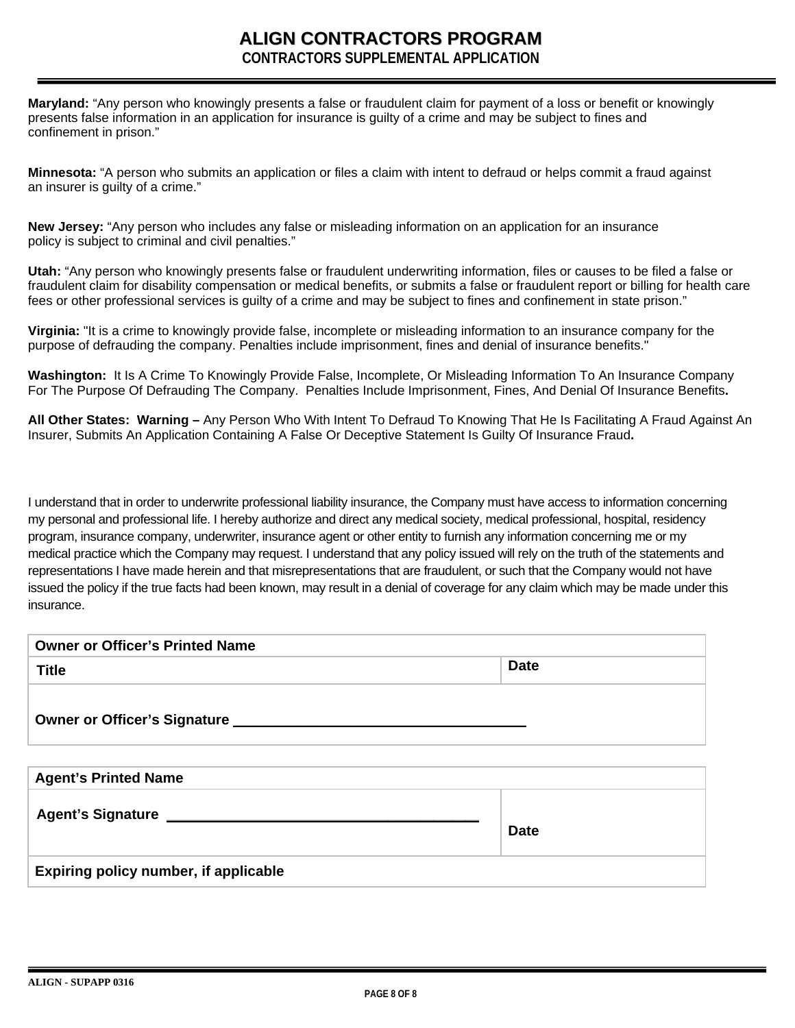# ALIGN CONTRACTORS PROGRAM

## CONTRACTORS SUPPLEMENTAL APPLICATION

**Maryland:** "Any person who knowingly presents a false or fraudulent claim for payment of a loss or benefit or knowingly presents false information in an application for insurance is guilty of a crime and may be subject to fines and confinement in prison."

**Minnesota:** "A person who submits an application or files a claim with intent to defraud or helps commit a fraud against an insurer is guilty of a crime."

**New Jersey:** "Any person who includes any false or misleading information on an application for an insurance policy is subject to criminal and civil penalties."

**Utah:** "Any person who knowingly presents false or fraudulent underwriting information, files or causes to be filed a false or fraudulent claim for disability compensation or medical benefits, or submits a false or fraudulent report or billing for health care fees or other professional services is guilty of a crime and may be subject to fines and confinement in state prison."

**Virginia:** "It is a crime to knowingly provide false, incomplete or misleading information to an insurance company for the purpose of defrauding the company. Penalties include imprisonment, fines and denial of insurance benefits."

**Washington:** It Is A Crime To Knowingly Provide False, Incomplete, Or Misleading Information To An Insurance Company For The Purpose Of Defrauding The Company. Penalties Include Imprisonment, Fines, And Denial Of Insurance Benefits**.**

**All Other States: Warning –** Any Person Who With Intent To Defraud To Knowing That He Is Facilitating A Fraud Against An Insurer, Submits An Application Containing A False Or Deceptive Statement Is Guilty Of Insurance Fraud**.**

I understand that in order to underwrite professional liability insurance, the Company must have access to information concerning my personal and professional life. I hereby authorize and direct any medical society, medical professional, hospital, residency program, insurance company, underwriter, insurance agent or other entity to furnish any information concerning me or my medical practice which the Company may request. I understand that any policy issued will rely on the truth of the statements and representations I have made herein and that misrepresentations that are fraudulent, or such that the Company would not have issued the policy if the true facts had been known, may result in a denial of coverage for any claim which may be made under this insurance.

| | |
|---|---|
| **Owner or Officer's Printed Name** | |
| **Title** | **Date** |
| **Owner or Officer's Signature** ____________________ | |

| | |
|---|---|
| **Agent's Printed Name** | |
| **Agent's Signature** ____________________ | **Date** |
| **Expiring policy number, if applicable** | |

ALIGN - SUPAPP 0316